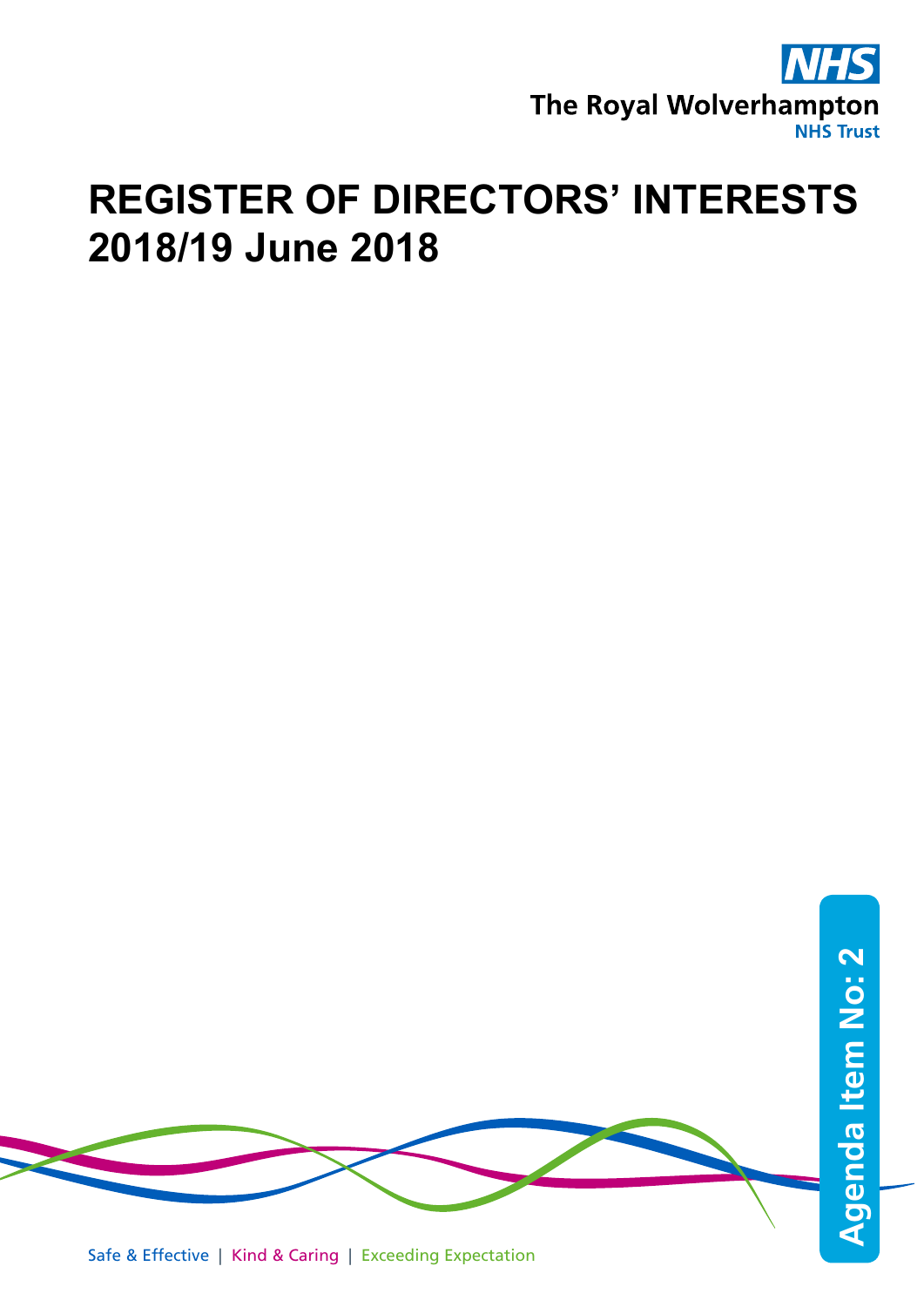NHS

The Royal Wolverhampton
NHS Trust

# REGISTER OF DIRECTORS' INTERESTS 2018/19 June 2018

Agenda Item No: 2

Safe & Effective | Kind & Caring | Exceeding Expectation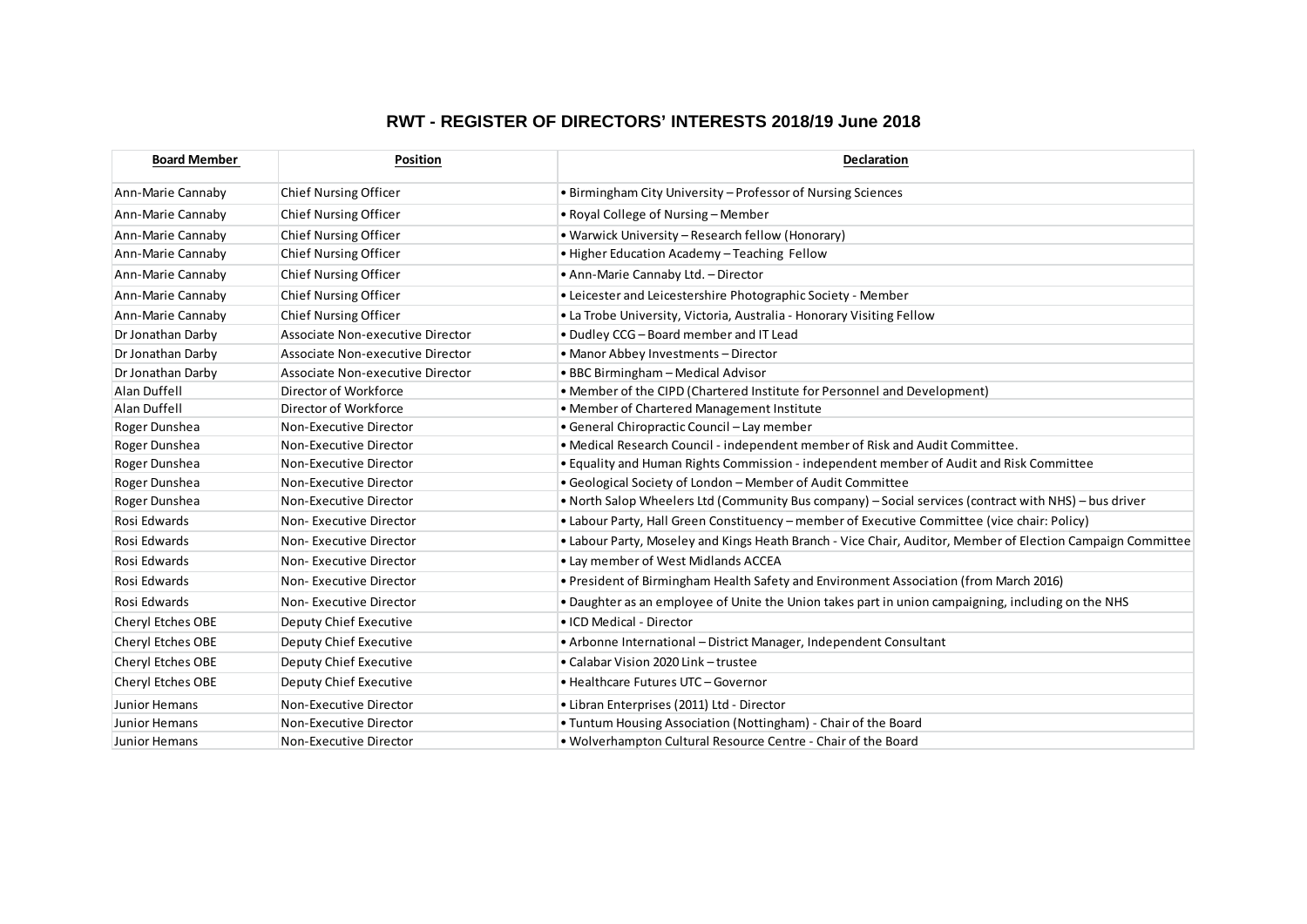# RWT - REGISTER OF DIRECTORS' INTERESTS 2018/19 June 2018

| Board Member | Position | Declaration |
|---|---|---|
| Ann-Marie Cannaby | Chief Nursing Officer | • Birmingham City University – Professor of Nursing Sciences |
| Ann-Marie Cannaby | Chief Nursing Officer | • Royal College of Nursing – Member |
| Ann-Marie Cannaby | Chief Nursing Officer | • Warwick University – Research fellow (Honorary) |
| Ann-Marie Cannaby | Chief Nursing Officer | • Higher Education Academy – Teaching Fellow |
| Ann-Marie Cannaby | Chief Nursing Officer | • Ann-Marie Cannaby Ltd. – Director |
| Ann-Marie Cannaby | Chief Nursing Officer | • Leicester and Leicestershire Photographic Society - Member |
| Ann-Marie Cannaby | Chief Nursing Officer | • La Trobe University, Victoria, Australia - Honorary Visiting Fellow |
| Dr Jonathan Darby | Associate Non-executive Director | • Dudley CCG – Board member and IT Lead |
| Dr Jonathan Darby | Associate Non-executive Director | • Manor Abbey Investments – Director |
| Dr Jonathan Darby | Associate Non-executive Director | • BBC Birmingham – Medical Advisor |
| Alan Duffell | Director of Workforce | • Member of the CIPD (Chartered Institute for Personnel and Development) |
| Alan Duffell | Director of Workforce | • Member of Chartered Management Institute |
| Roger Dunshea | Non-Executive Director | • General Chiropractic Council – Lay member |
| Roger Dunshea | Non-Executive Director | • Medical Research Council - independent member of Risk and Audit Committee. |
| Roger Dunshea | Non-Executive Director | • Equality and Human Rights Commission - independent member of Audit and Risk Committee |
| Roger Dunshea | Non-Executive Director | • Geological Society of London – Member of Audit Committee |
| Roger Dunshea | Non-Executive Director | • North Salop Wheelers Ltd (Community Bus company) – Social services (contract with NHS) – bus driver |
| Rosi Edwards | Non- Executive Director | • Labour Party, Hall Green Constituency – member of Executive Committee (vice chair: Policy) |
| Rosi Edwards | Non- Executive Director | • Labour Party, Moseley and Kings Heath Branch - Vice Chair, Auditor, Member of Election Campaign Committee |
| Rosi Edwards | Non- Executive Director | • Lay member of West Midlands ACCEA |
| Rosi Edwards | Non- Executive Director | • President of Birmingham Health Safety and Environment Association (from March 2016) |
| Rosi Edwards | Non- Executive Director | • Daughter as an employee of Unite the Union takes part in union campaigning, including on the NHS |
| Cheryl Etches OBE | Deputy Chief Executive | • ICD Medical - Director |
| Cheryl Etches OBE | Deputy Chief Executive | • Arbonne International – District Manager, Independent Consultant |
| Cheryl Etches OBE | Deputy Chief Executive | • Calabar Vision 2020 Link – trustee |
| Cheryl Etches OBE | Deputy Chief Executive | • Healthcare Futures UTC – Governor |
| Junior Hemans | Non-Executive Director | • Libran Enterprises (2011) Ltd - Director |
| Junior Hemans | Non-Executive Director | • Tuntum Housing Association (Nottingham) - Chair of the Board |
| Junior Hemans | Non-Executive Director | • Wolverhampton Cultural Resource Centre - Chair of the Board |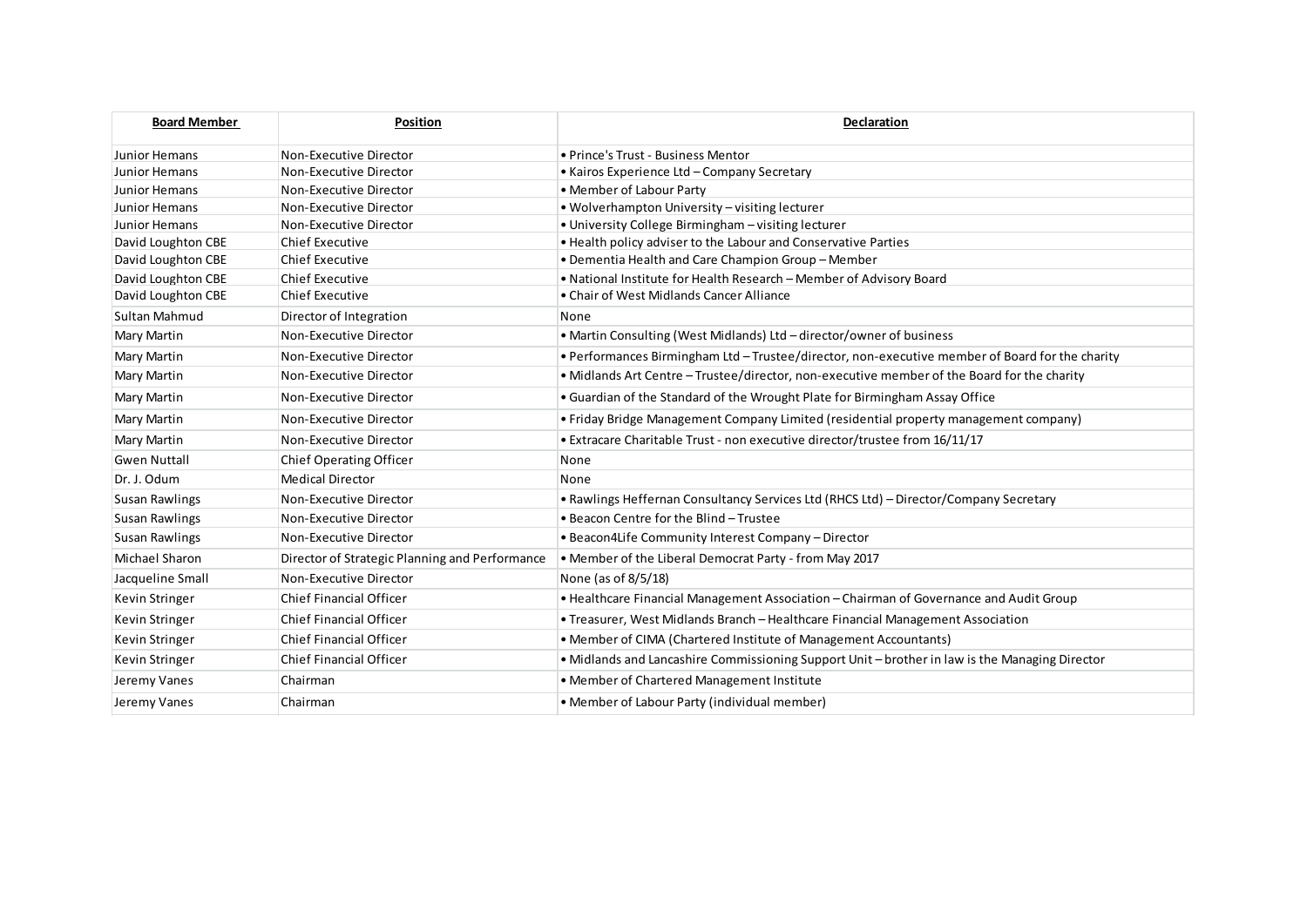| Board Member | Position | Declaration |
|---|---|---|
| Junior Hemans | Non-Executive Director | • Prince's Trust - Business Mentor |
| Junior Hemans | Non-Executive Director | • Kairos Experience Ltd – Company Secretary |
| Junior Hemans | Non-Executive Director | • Member of Labour Party |
| Junior Hemans | Non-Executive Director | • Wolverhampton University – visiting lecturer |
| Junior Hemans | Non-Executive Director | • University College Birmingham – visiting lecturer |
| David Loughton CBE | Chief Executive | • Health policy adviser to the Labour and Conservative Parties |
| David Loughton CBE | Chief Executive | • Dementia Health and Care Champion Group – Member |
| David Loughton CBE | Chief Executive | • National Institute for Health Research – Member of Advisory Board |
| David Loughton CBE | Chief Executive | • Chair of West Midlands Cancer Alliance |
| Sultan Mahmud | Director of Integration | None |
| Mary Martin | Non-Executive Director | • Martin Consulting (West Midlands) Ltd – director/owner of business |
| Mary Martin | Non-Executive Director | • Performances Birmingham Ltd – Trustee/director, non-executive member of Board for the charity |
| Mary Martin | Non-Executive Director | • Midlands Art Centre – Trustee/director, non-executive member of the Board for the charity |
| Mary Martin | Non-Executive Director | • Guardian of the Standard of the Wrought Plate for Birmingham Assay Office |
| Mary Martin | Non-Executive Director | • Friday Bridge Management Company Limited (residential property management company) |
| Mary Martin | Non-Executive Director | • Extracare Charitable Trust - non executive director/trustee from 16/11/17 |
| Gwen Nuttall | Chief Operating Officer | None |
| Dr. J. Odum | Medical Director | None |
| Susan Rawlings | Non-Executive Director | • Rawlings Heffernan Consultancy Services Ltd (RHCS Ltd) – Director/Company Secretary |
| Susan Rawlings | Non-Executive Director | • Beacon Centre for the Blind – Trustee |
| Susan Rawlings | Non-Executive Director | • Beacon4Life Community Interest Company – Director |
| Michael Sharon | Director of Strategic Planning and Performance | • Member of the Liberal Democrat Party - from May 2017 |
| Jacqueline Small | Non-Executive Director | None (as of 8/5/18) |
| Kevin Stringer | Chief Financial Officer | • Healthcare Financial Management Association – Chairman of Governance and Audit Group |
| Kevin Stringer | Chief Financial Officer | • Treasurer, West Midlands Branch – Healthcare Financial Management Association |
| Kevin Stringer | Chief Financial Officer | • Member of CIMA (Chartered Institute of Management Accountants) |
| Kevin Stringer | Chief Financial Officer | • Midlands and Lancashire Commissioning Support Unit – brother in law is the Managing Director |
| Jeremy Vanes | Chairman | • Member of Chartered Management Institute |
| Jeremy Vanes | Chairman | • Member of Labour Party (individual member) |